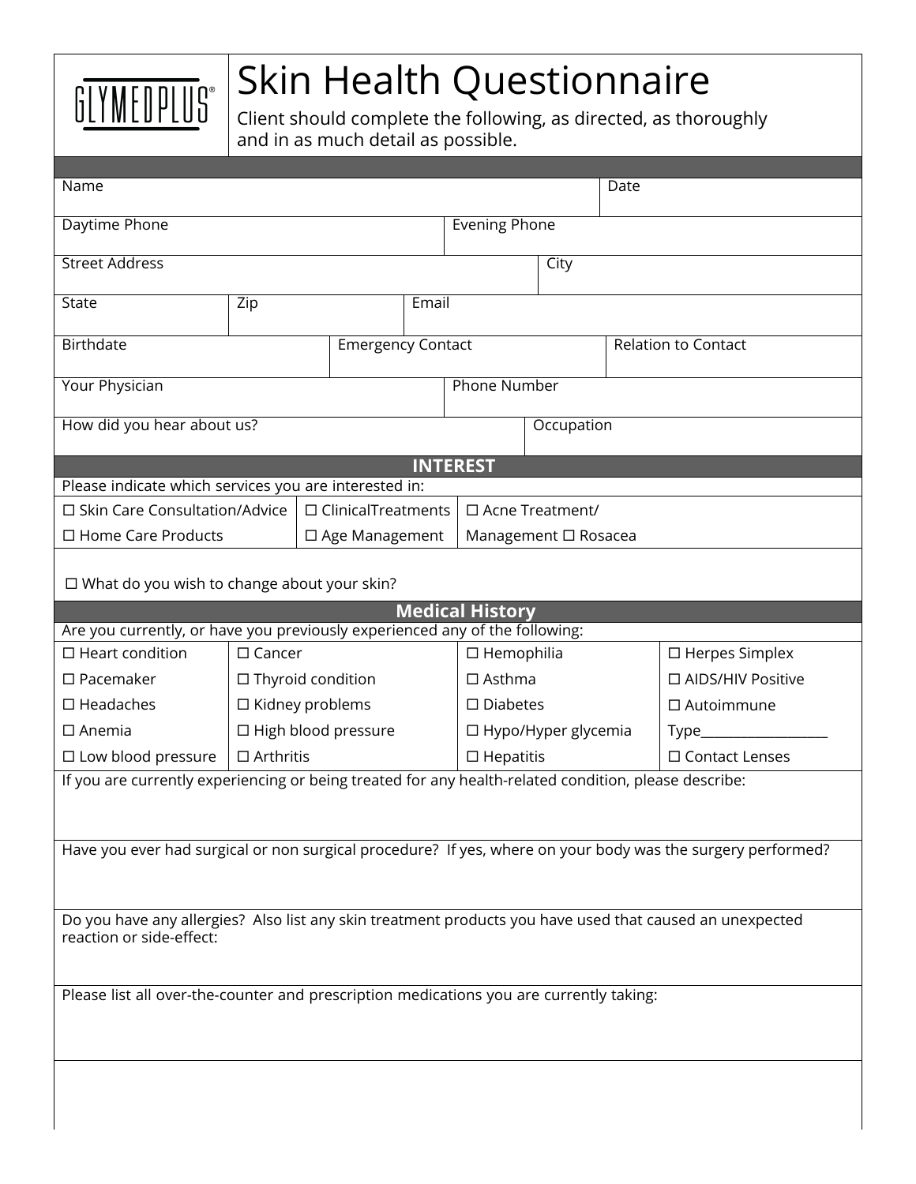GLYMEDPLUS®

# Skin Health Questionnaire

Client should complete the following, as directed, as thoroughly and in as much detail as possible.

| Name | | | | Date |
|---|---|---|---|---|
| Daytime Phone | | Evening Phone | | |
| Street Address | | | City | |
| State | Zip | Email | | |
| Birthdate | | Emergency Contact | | Relation to Contact |
| Your Physician | | Phone Number | | |
| How did you hear about us? | | | Occupation | |

## INTEREST

Please indicate which services you are interested in:

| | | |
|---|---|---|
| ☐ Skin Care Consultation/Advice | ☐ ClinicalTreatments | ☐ Acne Treatment/ |
| ☐ Home Care Products | ☐ Age Management | Management ☐ Rosacea |

☐ What do you wish to change about your skin?

## Medical History

Are you currently, or have you previously experienced any of the following:

| | | | |
|---|---|---|---|
| ☐ Heart condition | ☐ Cancer | ☐ Hemophilia | ☐ Herpes Simplex |
| ☐ Pacemaker | ☐ Thyroid condition | ☐ Asthma | ☐ AIDS/HIV Positive |
| ☐ Headaches | ☐ Kidney problems | ☐ Diabetes | ☐ Autoimmune |
| ☐ Anemia | ☐ High blood pressure | ☐ Hypo/Hyper glycemia | Type___________________ |
| ☐ Low blood pressure | ☐ Arthritis | ☐ Hepatitis | ☐ Contact Lenses |

If you are currently experiencing or being treated for any health-related condition, please describe:

Have you ever had surgical or non surgical procedure? If yes, where on your body was the surgery performed?

Do you have any allergies? Also list any skin treatment products you have used that caused an unexpected reaction or side-effect:

Please list all over-the-counter and prescription medications you are currently taking: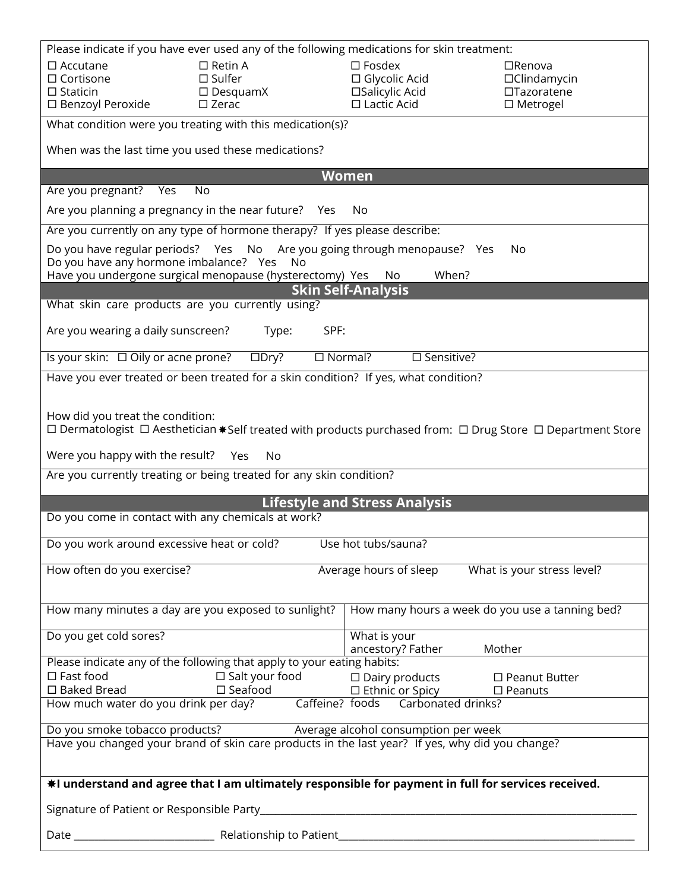Please indicate if you have ever used any of the following medications for skin treatment:

| | | | |
|---|---|---|---|
| ☐ Accutane | ☐ Retin A | ☐ Fosdex | ☐Renova |
| ☐ Cortisone | ☐ Sulfer | ☐ Glycolic Acid | ☐Clindamycin |
| ☐ Staticin | ☐ DesquamX | ☐Salicylic Acid | ☐Tazoratene |
| ☐ Benzoyl Peroxide | ☐ Zerac | ☐ Lactic Acid | ☐ Metrogel |

What condition were you treating with this medication(s)?

When was the last time you used these medications?

## Women

Are you pregnant? Yes No

Are you planning a pregnancy in the near future? Yes No

Are you currently on any type of hormone therapy? If yes please describe:

Do you have regular periods? Yes No Are you going through menopause? Yes No

Do you have any hormone imbalance? Yes No

Have you undergone surgical menopause (hysterectomy) Yes No When?

## Skin Self-Analysis

What skin care products are you currently using?

Are you wearing a daily sunscreen? Type: SPF:

Is your skin: ☐ Oily or acne prone? ☐Dry? ☐ Normal? ☐ Sensitive?

Have you ever treated or been treated for a skin condition? If yes, what condition?

How did you treat the condition:

☐ Dermatologist ☐ Aesthetician ✸Self treated with products purchased from: ☐ Drug Store ☐ Department Store

Were you happy with the result? Yes No

Are you currently treating or being treated for any skin condition?

## Lifestyle and Stress Analysis

Do you come in contact with any chemicals at work?

Do you work around excessive heat or cold? Use hot tubs/sauna?

How often do you exercise? Average hours of sleep What is your stress level?

How many minutes a day are you exposed to sunlight? How many hours a week do you use a tanning bed?

Do you get cold sores? What is your ancestory? Father Mother

Please indicate any of the following that apply to your eating habits:

| | | | |
|---|---|---|---|
| ☐ Fast food | ☐ Salt your food | ☐ Dairy products | ☐ Peanut Butter |
| ☐ Baked Bread | ☐ Seafood | ☐ Ethnic or Spicy foods | ☐ Peanuts |

How much water do you drink per day? Caffeine? Carbonated drinks?

Do you smoke tobacco products? Average alcohol consumption per week

Have you changed your brand of skin care products in the last year? If yes, why did you change?

**✸I understand and agree that I am ultimately responsible for payment in full for services received.**

Signature of Patient or Responsible Party_______________________________________________

Date ___________________________ Relationship to Patient___________________________________